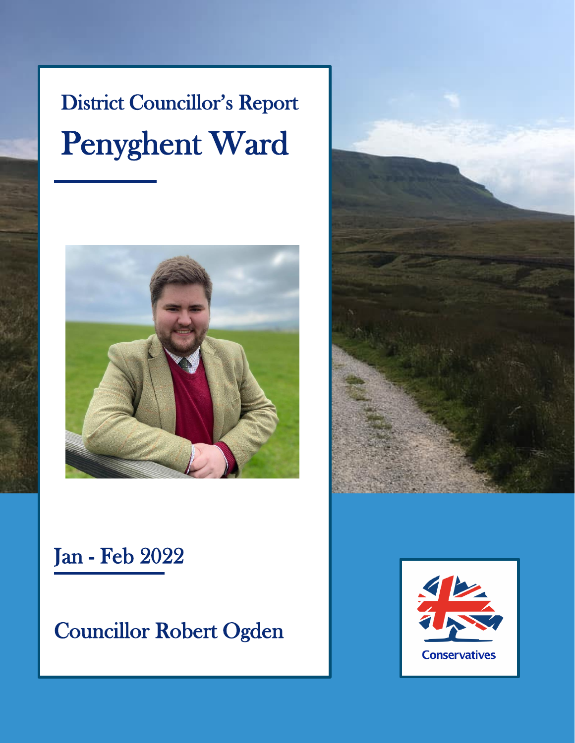District Councillor's Report

# Penyghent Ward

Jan - Feb 2022

Councillor Robert Ogden

Conservatives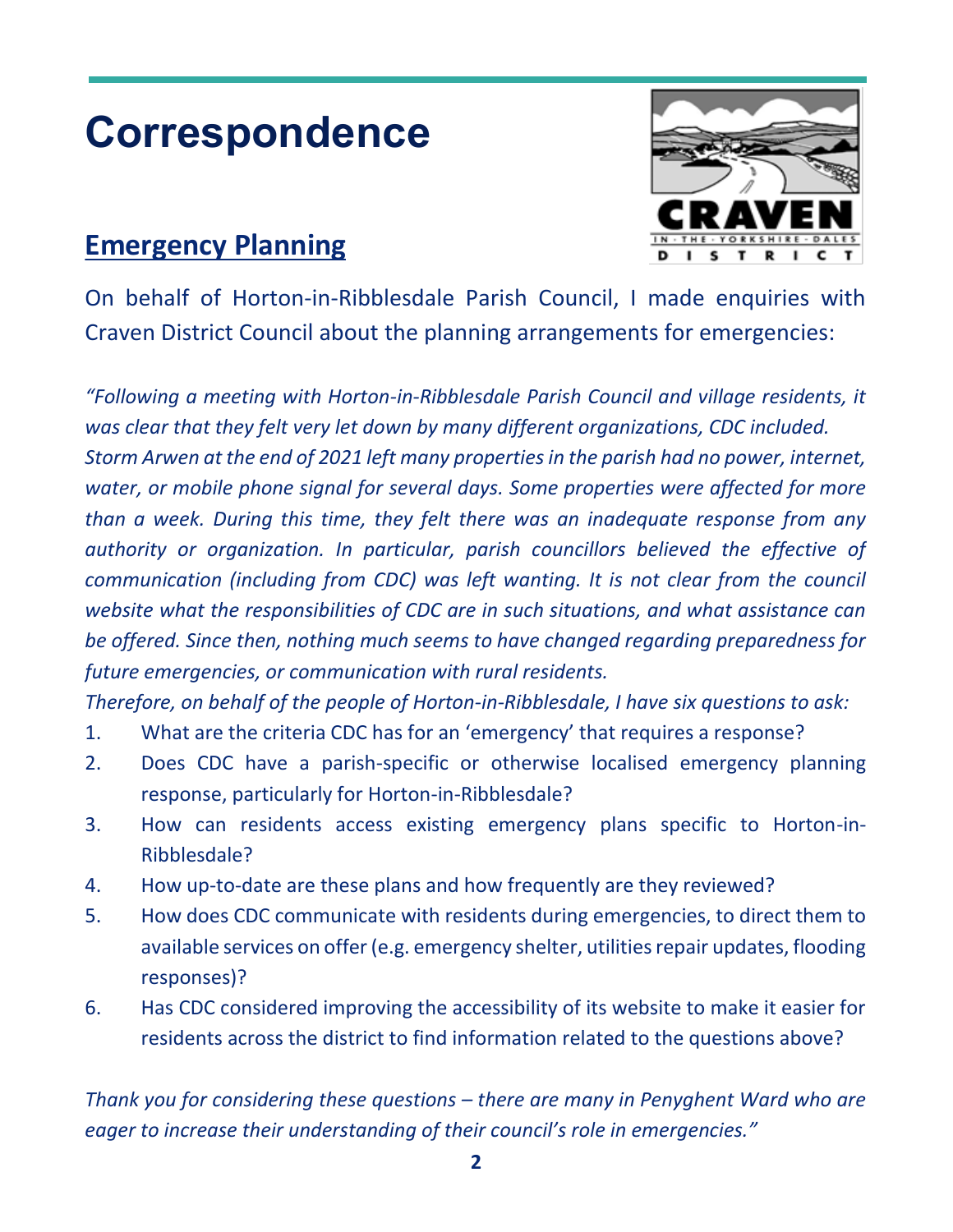# Correspondence

## Emergency Planning

On behalf of Horton-in-Ribblesdale Parish Council, I made enquiries with Craven District Council about the planning arrangements for emergencies:

*"Following a meeting with Horton-in-Ribblesdale Parish Council and village residents, it was clear that they felt very let down by many different organizations, CDC included. Storm Arwen at the end of 2021 left many properties in the parish had no power, internet, water, or mobile phone signal for several days. Some properties were affected for more than a week. During this time, they felt there was an inadequate response from any authority or organization. In particular, parish councillors believed the effective of communication (including from CDC) was left wanting. It is not clear from the council website what the responsibilities of CDC are in such situations, and what assistance can be offered. Since then, nothing much seems to have changed regarding preparedness for future emergencies, or communication with rural residents.*

*Therefore, on behalf of the people of Horton-in-Ribblesdale, I have six questions to ask:*

1. What are the criteria CDC has for an 'emergency' that requires a response?
2. Does CDC have a parish-specific or otherwise localised emergency planning response, particularly for Horton-in-Ribblesdale?
3. How can residents access existing emergency plans specific to Horton-in-Ribblesdale?
4. How up-to-date are these plans and how frequently are they reviewed?
5. How does CDC communicate with residents during emergencies, to direct them to available services on offer (e.g. emergency shelter, utilities repair updates, flooding responses)?
6. Has CDC considered improving the accessibility of its website to make it easier for residents across the district to find information related to the questions above?

*Thank you for considering these questions – there are many in Penyghent Ward who are eager to increase their understanding of their council's role in emergencies."*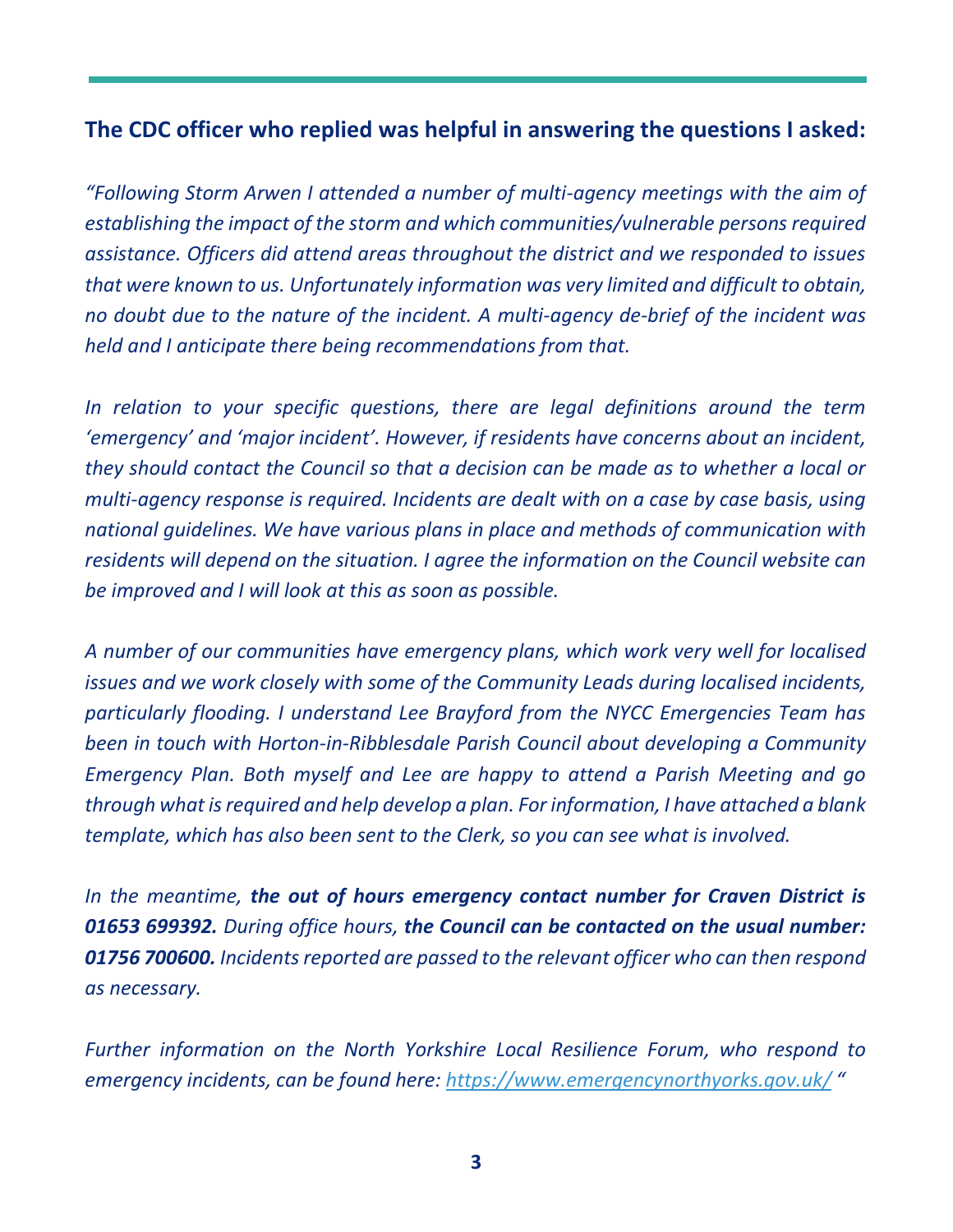## The CDC officer who replied was helpful in answering the questions I asked:

*"Following Storm Arwen I attended a number of multi-agency meetings with the aim of establishing the impact of the storm and which communities/vulnerable persons required assistance. Officers did attend areas throughout the district and we responded to issues that were known to us. Unfortunately information was very limited and difficult to obtain, no doubt due to the nature of the incident. A multi-agency de-brief of the incident was held and I anticipate there being recommendations from that.*

*In relation to your specific questions, there are legal definitions around the term 'emergency' and 'major incident'. However, if residents have concerns about an incident, they should contact the Council so that a decision can be made as to whether a local or multi-agency response is required. Incidents are dealt with on a case by case basis, using national guidelines. We have various plans in place and methods of communication with residents will depend on the situation. I agree the information on the Council website can be improved and I will look at this as soon as possible.*

*A number of our communities have emergency plans, which work very well for localised issues and we work closely with some of the Community Leads during localised incidents, particularly flooding. I understand Lee Brayford from the NYCC Emergencies Team has been in touch with Horton-in-Ribblesdale Parish Council about developing a Community Emergency Plan. Both myself and Lee are happy to attend a Parish Meeting and go through what is required and help develop a plan. For information, I have attached a blank template, which has also been sent to the Clerk, so you can see what is involved.*

*In the meantime,* ***the out of hours emergency contact number for Craven District is 01653 699392.*** *During office hours,* ***the Council can be contacted on the usual number: 01756 700600.*** *Incidents reported are passed to the relevant officer who can then respond as necessary.*

*Further information on the North Yorkshire Local Resilience Forum, who respond to emergency incidents, can be found here: [https://www.emergencynorthyorks.gov.uk/](https://www.emergencynorthyorks.gov.uk/) "*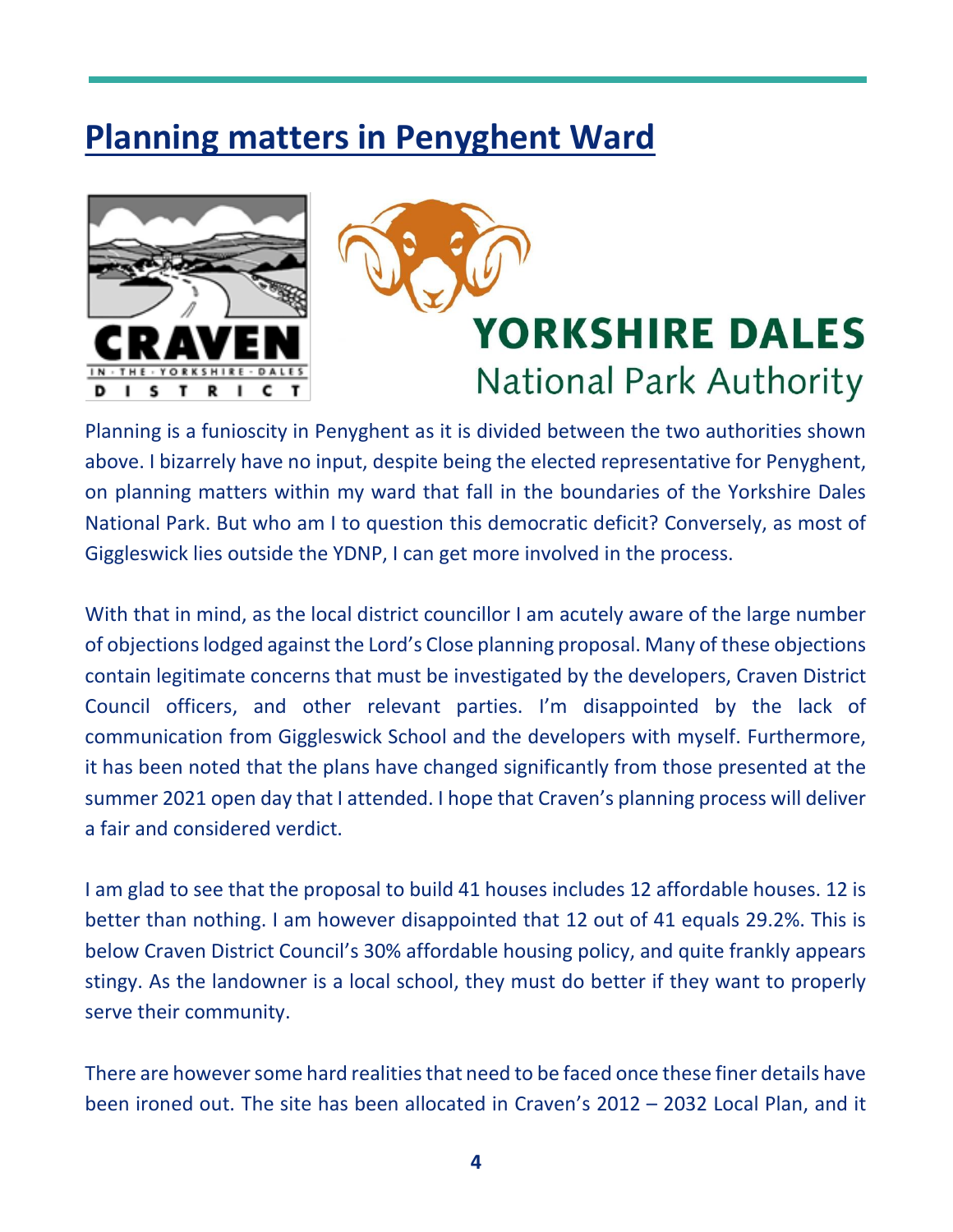## Planning matters in Penyghent Ward

Planning is a funioscity in Penyghent as it is divided between the two authorities shown above. I bizarrely have no input, despite being the elected representative for Penyghent, on planning matters within my ward that fall in the boundaries of the Yorkshire Dales National Park. But who am I to question this democratic deficit? Conversely, as most of Giggleswick lies outside the YDNP, I can get more involved in the process.

With that in mind, as the local district councillor I am acutely aware of the large number of objections lodged against the Lord's Close planning proposal. Many of these objections contain legitimate concerns that must be investigated by the developers, Craven District Council officers, and other relevant parties. I'm disappointed by the lack of communication from Giggleswick School and the developers with myself. Furthermore, it has been noted that the plans have changed significantly from those presented at the summer 2021 open day that I attended. I hope that Craven's planning process will deliver a fair and considered verdict.

I am glad to see that the proposal to build 41 houses includes 12 affordable houses. 12 is better than nothing. I am however disappointed that 12 out of 41 equals 29.2%. This is below Craven District Council's 30% affordable housing policy, and quite frankly appears stingy. As the landowner is a local school, they must do better if they want to properly serve their community.

There are however some hard realities that need to be faced once these finer details have been ironed out. The site has been allocated in Craven's 2012 – 2032 Local Plan, and it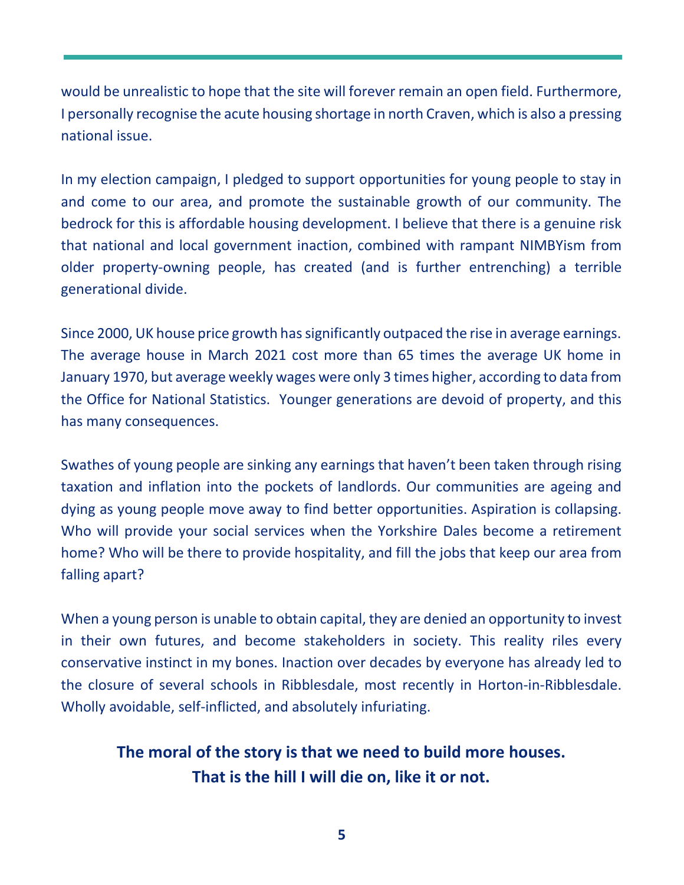would be unrealistic to hope that the site will forever remain an open field. Furthermore, I personally recognise the acute housing shortage in north Craven, which is also a pressing national issue.

In my election campaign, I pledged to support opportunities for young people to stay in and come to our area, and promote the sustainable growth of our community. The bedrock for this is affordable housing development. I believe that there is a genuine risk that national and local government inaction, combined with rampant NIMBYism from older property-owning people, has created (and is further entrenching) a terrible generational divide.

Since 2000, UK house price growth has significantly outpaced the rise in average earnings. The average house in March 2021 cost more than 65 times the average UK home in January 1970, but average weekly wages were only 3 times higher, according to data from the Office for National Statistics. Younger generations are devoid of property, and this has many consequences.

Swathes of young people are sinking any earnings that haven't been taken through rising taxation and inflation into the pockets of landlords. Our communities are ageing and dying as young people move away to find better opportunities. Aspiration is collapsing. Who will provide your social services when the Yorkshire Dales become a retirement home? Who will be there to provide hospitality, and fill the jobs that keep our area from falling apart?

When a young person is unable to obtain capital, they are denied an opportunity to invest in their own futures, and become stakeholders in society. This reality riles every conservative instinct in my bones. Inaction over decades by everyone has already led to the closure of several schools in Ribblesdale, most recently in Horton-in-Ribblesdale. Wholly avoidable, self-inflicted, and absolutely infuriating.

**The moral of the story is that we need to build more houses.**
**That is the hill I will die on, like it or not.**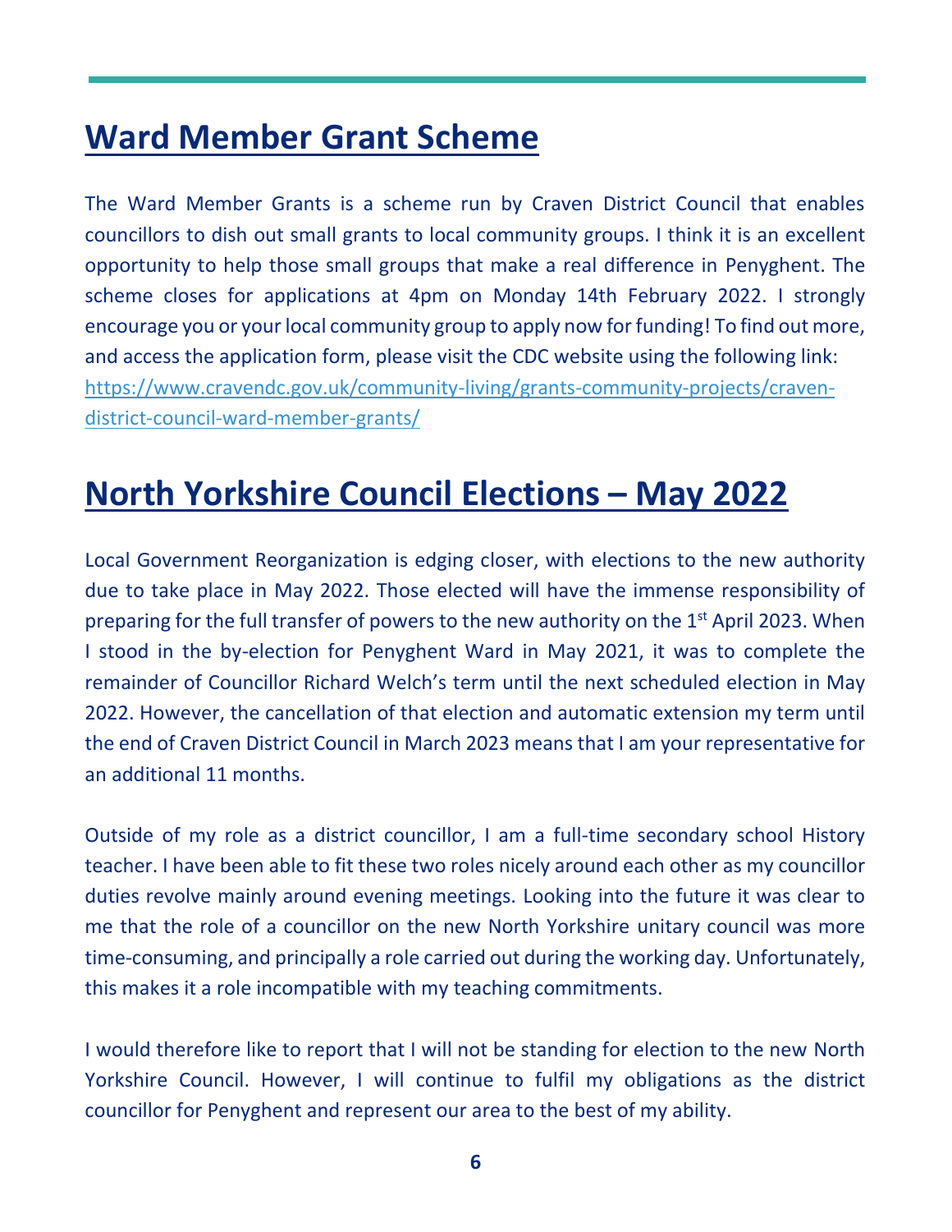## Ward Member Grant Scheme

The Ward Member Grants is a scheme run by Craven District Council that enables councillors to dish out small grants to local community groups. I think it is an excellent opportunity to help those small groups that make a real difference in Penyghent. The scheme closes for applications at 4pm on Monday 14th February 2022. I strongly encourage you or your local community group to apply now for funding! To find out more, and access the application form, please visit the CDC website using the following link: [https://www.cravendc.gov.uk/community-living/grants-community-projects/craven-district-council-ward-member-grants/](https://www.cravendc.gov.uk/community-living/grants-community-projects/craven-district-council-ward-member-grants/)

## North Yorkshire Council Elections – May 2022

Local Government Reorganization is edging closer, with elections to the new authority due to take place in May 2022. Those elected will have the immense responsibility of preparing for the full transfer of powers to the new authority on the 1st April 2023. When I stood in the by-election for Penyghent Ward in May 2021, it was to complete the remainder of Councillor Richard Welch's term until the next scheduled election in May 2022. However, the cancellation of that election and automatic extension my term until the end of Craven District Council in March 2023 means that I am your representative for an additional 11 months.

Outside of my role as a district councillor, I am a full-time secondary school History teacher. I have been able to fit these two roles nicely around each other as my councillor duties revolve mainly around evening meetings. Looking into the future it was clear to me that the role of a councillor on the new North Yorkshire unitary council was more time-consuming, and principally a role carried out during the working day. Unfortunately, this makes it a role incompatible with my teaching commitments.

I would therefore like to report that I will not be standing for election to the new North Yorkshire Council. However, I will continue to fulfil my obligations as the district councillor for Penyghent and represent our area to the best of my ability.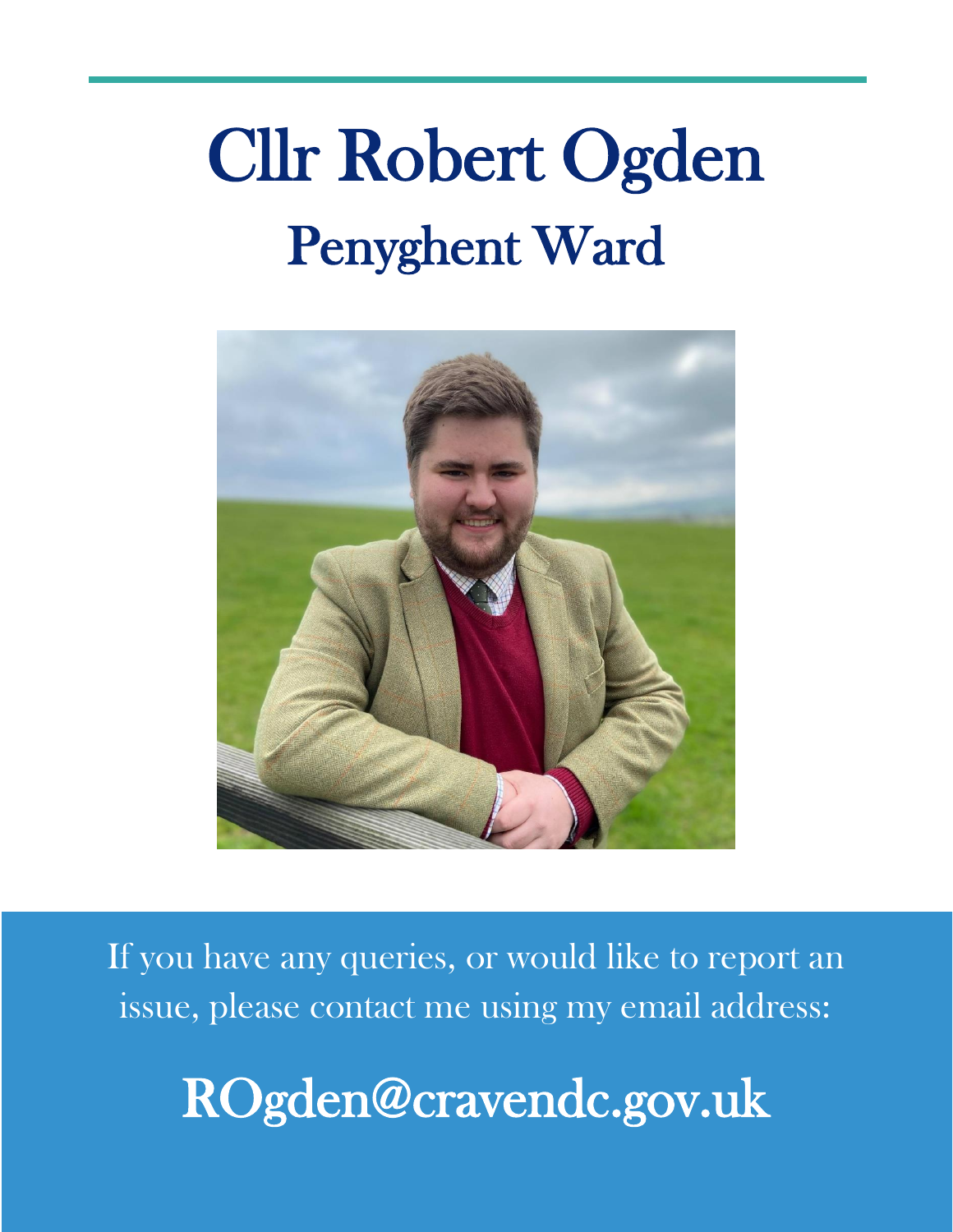# Cllr Robert Ogden

## Penyghent Ward

If you have any queries, or would like to report an issue, please contact me using my email address:

ROgden@cravendc.gov.uk